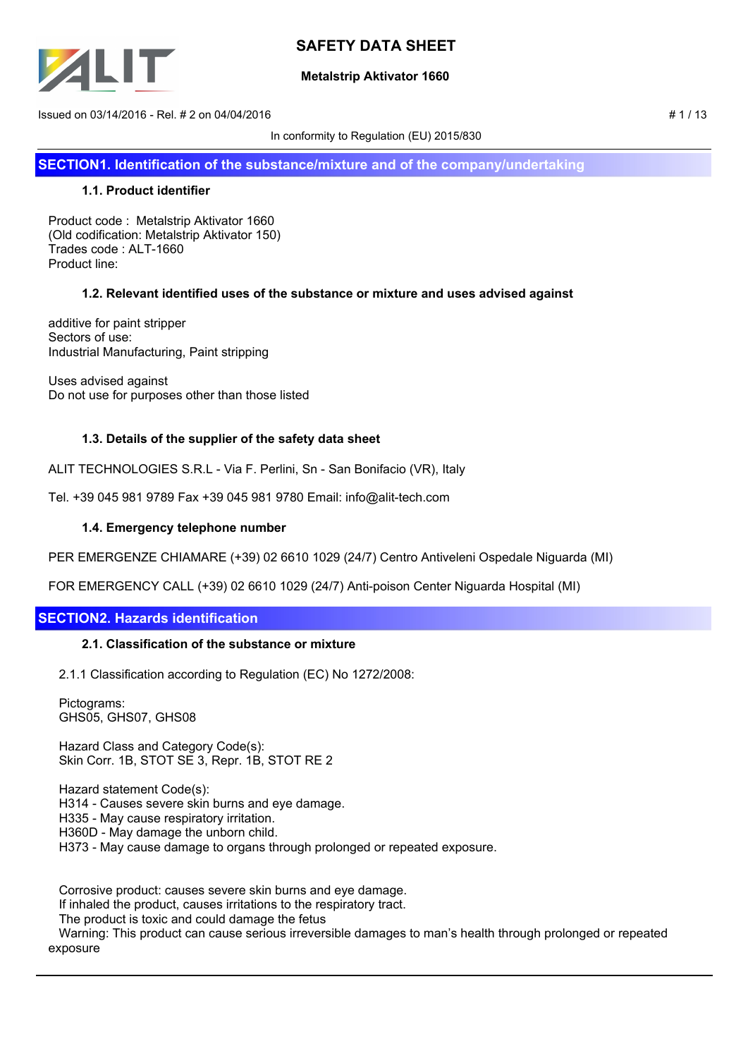# SAFETY DATA SHEET

**Metalstrip Aktivator 1660**

Issued on 03/14/2016 - Rel. # 2 on 04/04/2016

In conformity to Regulation (EU) 2015/830

## SECTION1. Identification of the substance/mixture and of the company/undertaking

### 1.1. Product identifier

Product code : Metalstrip Aktivator 1660
(Old codification: Metalstrip Aktivator 150)
Trades code : ALT-1660
Product line:

### 1.2. Relevant identified uses of the substance or mixture and uses advised against

additive for paint stripper
Sectors of use:
Industrial Manufacturing, Paint stripping

Uses advised against
Do not use for purposes other than those listed

### 1.3. Details of the supplier of the safety data sheet

ALIT TECHNOLOGIES S.R.L - Via F. Perlini, Sn - San Bonifacio (VR), Italy

Tel. +39 045 981 9789 Fax +39 045 981 9780 Email: info@alit-tech.com

### 1.4. Emergency telephone number

PER EMERGENZE CHIAMARE (+39) 02 6610 1029 (24/7) Centro Antiveleni Ospedale Niguarda (MI)

FOR EMERGENCY CALL (+39) 02 6610 1029 (24/7) Anti-poison Center Niguarda Hospital (MI)

## SECTION2. Hazards identification

### 2.1. Classification of the substance or mixture

2.1.1 Classification according to Regulation (EC) No 1272/2008:

Pictograms:
GHS05, GHS07, GHS08

Hazard Class and Category Code(s):
Skin Corr. 1B, STOT SE 3, Repr. 1B, STOT RE 2

Hazard statement Code(s):
H314 - Causes severe skin burns and eye damage.
H335 - May cause respiratory irritation.
H360D - May damage the unborn child.
H373 - May cause damage to organs through prolonged or repeated exposure.

Corrosive product: causes severe skin burns and eye damage.
If inhaled the product, causes irritations to the respiratory tract.
The product is toxic and could damage the fetus
Warning: This product can cause serious irreversible damages to man's health through prolonged or repeated exposure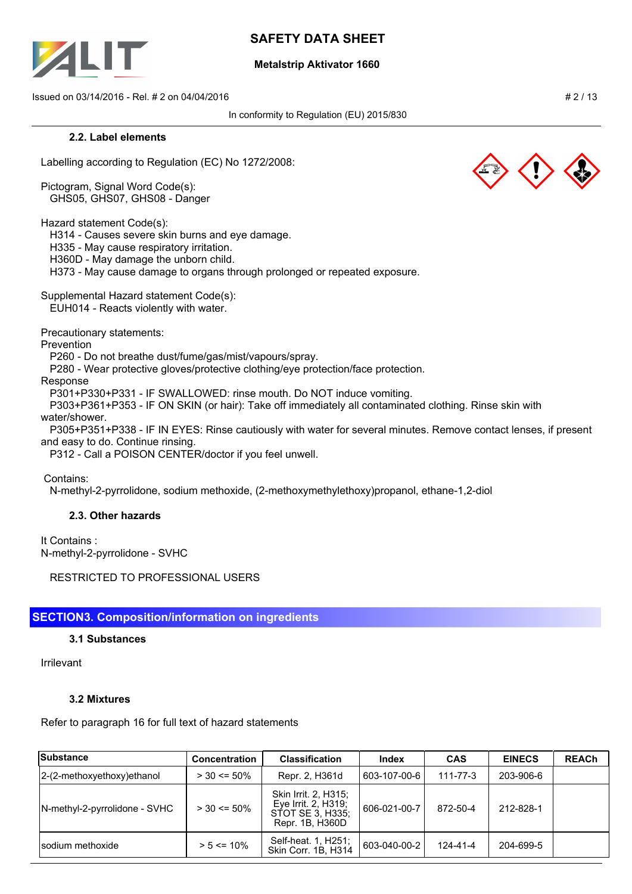### 2.2. Label elements

Labelling according to Regulation (EC) No 1272/2008:

Pictogram, Signal Word Code(s):
GHS05, GHS07, GHS08 - Danger

Hazard statement Code(s):
H314 - Causes severe skin burns and eye damage.
H335 - May cause respiratory irritation.
H360D - May damage the unborn child.
H373 - May cause damage to organs through prolonged or repeated exposure.

Supplemental Hazard statement Code(s):
EUH014 - Reacts violently with water.

Precautionary statements:
Prevention
P260 - Do not breathe dust/fume/gas/mist/vapours/spray.
P280 - Wear protective gloves/protective clothing/eye protection/face protection.
Response
P301+P330+P331 - IF SWALLOWED: rinse mouth. Do NOT induce vomiting.
P303+P361+P353 - IF ON SKIN (or hair): Take off immediately all contaminated clothing. Rinse skin with water/shower.
P305+P351+P338 - IF IN EYES: Rinse cautiously with water for several minutes. Remove contact lenses, if present and easy to do. Continue rinsing.
P312 - Call a POISON CENTER/doctor if you feel unwell.

Contains:
N-methyl-2-pyrrolidone, sodium methoxide, (2-methoxymethylethoxy)propanol, ethane-1,2-diol

### 2.3. Other hazards

It Contains :
N-methyl-2-pyrrolidone - SVHC

RESTRICTED TO PROFESSIONAL USERS

## SECTION3. Composition/information on ingredients

### 3.1 Substances

Irrilevant

### 3.2 Mixtures

Refer to paragraph 16 for full text of hazard statements

| Substance | Concentration | Classification | Index | CAS | EINECS | REACh |
|---|---|---|---|---|---|---|
| 2-(2-methoxyethoxy)ethanol | > 30 <= 50% | Repr. 2, H361d | 603-107-00-6 | 111-77-3 | 203-906-6 | |
| N-methyl-2-pyrrolidone - SVHC | > 30 <= 50% | Skin Irrit. 2, H315; Eye Irrit. 2, H319; STOT SE 3, H335; Repr. 1B, H360D | 606-021-00-7 | 872-50-4 | 212-828-1 | |
| sodium methoxide | > 5 <= 10% | Self-heat. 1, H251; Skin Corr. 1B, H314 | 603-040-00-2 | 124-41-4 | 204-699-5 | |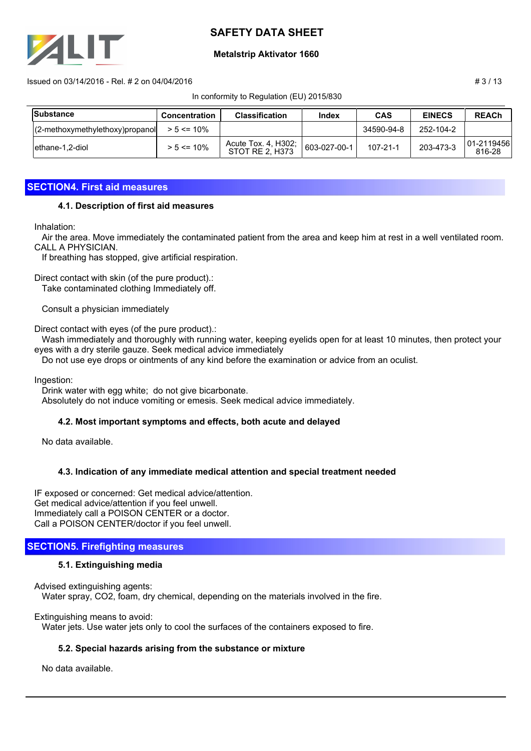| Substance | Concentration | Classification | Index | CAS | EINECS | REACh |
|---|---|---|---|---|---|---|
| (2-methoxymethylethoxy)propanol | > 5 <= 10% | | | 34590-94-8 | 252-104-2 | |
| ethane-1,2-diol | > 5 <= 10% | Acute Tox. 4, H302; STOT RE 2, H373 | 603-027-00-1 | 107-21-1 | 203-473-3 | 01-2119456816-28 |

## SECTION4. First aid measures

### 4.1. Description of first aid measures

Inhalation:
Air the area. Move immediately the contaminated patient from the area and keep him at rest in a well ventilated room. CALL A PHYSICIAN.
If breathing has stopped, give artificial respiration.

Direct contact with skin (of the pure product).:
Take contaminated clothing Immediately off.

Consult a physician immediately

Direct contact with eyes (of the pure product).:
Wash immediately and thoroughly with running water, keeping eyelids open for at least 10 minutes, then protect your eyes with a dry sterile gauze. Seek medical advice immediately
Do not use eye drops or ointments of any kind before the examination or advice from an oculist.

Ingestion:
Drink water with egg white; do not give bicarbonate.
Absolutely do not induce vomiting or emesis. Seek medical advice immediately.

### 4.2. Most important symptoms and effects, both acute and delayed

No data available.

### 4.3. Indication of any immediate medical attention and special treatment needed

IF exposed or concerned: Get medical advice/attention.
Get medical advice/attention if you feel unwell.
Immediately call a POISON CENTER or a doctor.
Call a POISON CENTER/doctor if you feel unwell.

## SECTION5. Firefighting measures

### 5.1. Extinguishing media

Advised extinguishing agents:
Water spray, CO2, foam, dry chemical, depending on the materials involved in the fire.

Extinguishing means to avoid:
Water jets. Use water jets only to cool the surfaces of the containers exposed to fire.

### 5.2. Special hazards arising from the substance or mixture

No data available.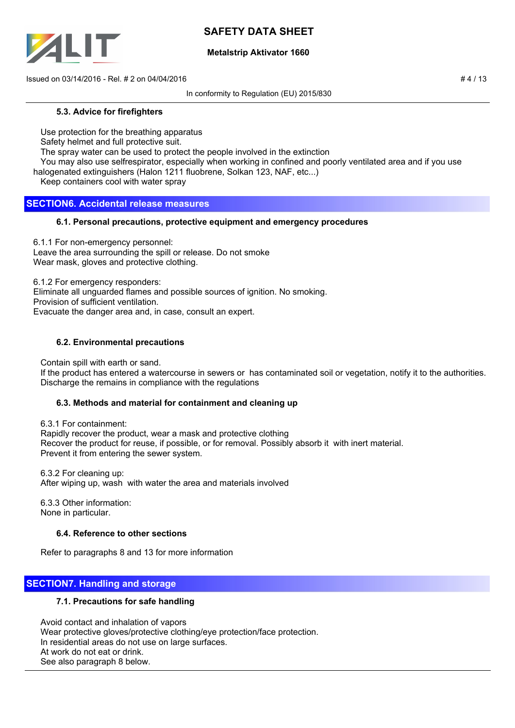#### 5.3. Advice for firefighters

Use protection for the breathing apparatus
Safety helmet and full protective suit.
The spray water can be used to protect the people involved in the extinction
You may also use selfrespirator, especially when working in confined and poorly ventilated area and if you use halogenated extinguishers (Halon 1211 fluobrene, Solkan 123, NAF, etc...)
Keep containers cool with water spray

## SECTION6. Accidental release measures

#### 6.1. Personal precautions, protective equipment and emergency procedures

6.1.1 For non-emergency personnel:
Leave the area surrounding the spill or release. Do not smoke
Wear mask, gloves and protective clothing.

6.1.2 For emergency responders:
Eliminate all unguarded flames and possible sources of ignition. No smoking.
Provision of sufficient ventilation.
Evacuate the danger area and, in case, consult an expert.

#### 6.2. Environmental precautions

Contain spill with earth or sand.
If the product has entered a watercourse in sewers or has contaminated soil or vegetation, notify it to the authorities.
Discharge the remains in compliance with the regulations

#### 6.3. Methods and material for containment and cleaning up

6.3.1 For containment:
Rapidly recover the product, wear a mask and protective clothing
Recover the product for reuse, if possible, or for removal. Possibly absorb it with inert material.
Prevent it from entering the sewer system.

6.3.2 For cleaning up:
After wiping up, wash with water the area and materials involved

6.3.3 Other information:
None in particular.

#### 6.4. Reference to other sections

Refer to paragraphs 8 and 13 for more information

## SECTION7. Handling and storage

#### 7.1. Precautions for safe handling

Avoid contact and inhalation of vapors
Wear protective gloves/protective clothing/eye protection/face protection.
In residential areas do not use on large surfaces.
At work do not eat or drink.
See also paragraph 8 below.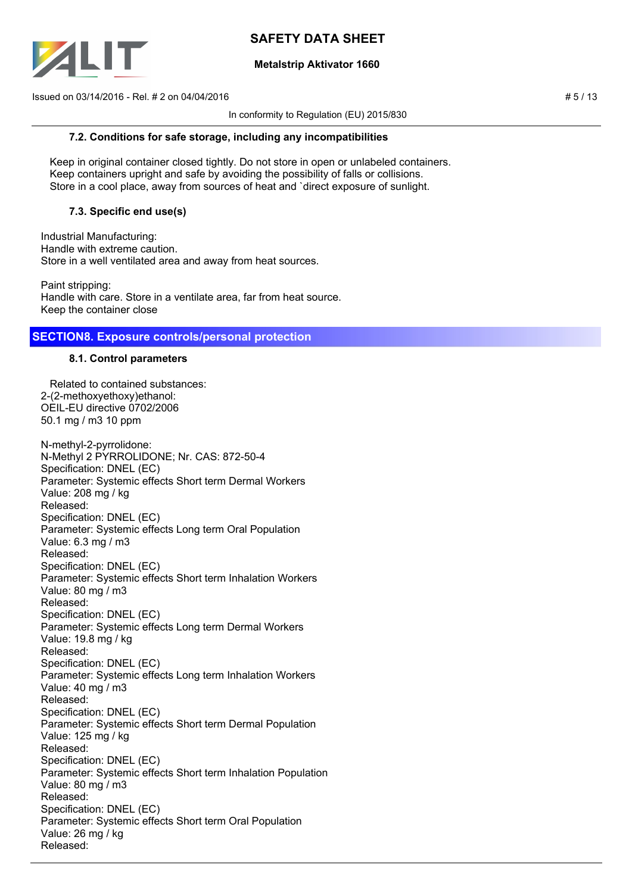### 7.2. Conditions for safe storage, including any incompatibilities

Keep in original container closed tightly. Do not store in open or unlabeled containers.
Keep containers upright and safe by avoiding the possibility of falls or collisions.
Store in a cool place, away from sources of heat and `direct exposure of sunlight.

### 7.3. Specific end use(s)

Industrial Manufacturing:
Handle with extreme caution.
Store in a well ventilated area and away from heat sources.

Paint stripping:
Handle with care. Store in a ventilate area, far from heat source.
Keep the container close

## SECTION8. Exposure controls/personal protection

### 8.1. Control parameters

Related to contained substances:
2-(2-methoxyethoxy)ethanol:
OEIL-EU directive 0702/2006
50.1 mg / m3 10 ppm

N-methyl-2-pyrrolidone:
N-Methyl 2 PYRROLIDONE; Nr. CAS: 872-50-4
Specification: DNEL (EC)
Parameter: Systemic effects Short term Dermal Workers
Value: 208 mg / kg
Released:
Specification: DNEL (EC)
Parameter: Systemic effects Long term Oral Population
Value: 6.3 mg / m3
Released:
Specification: DNEL (EC)
Parameter: Systemic effects Short term Inhalation Workers
Value: 80 mg / m3
Released:
Specification: DNEL (EC)
Parameter: Systemic effects Long term Dermal Workers
Value: 19.8 mg / kg
Released:
Specification: DNEL (EC)
Parameter: Systemic effects Long term Inhalation Workers
Value: 40 mg / m3
Released:
Specification: DNEL (EC)
Parameter: Systemic effects Short term Dermal Population
Value: 125 mg / kg
Released:
Specification: DNEL (EC)
Parameter: Systemic effects Short term Inhalation Population
Value: 80 mg / m3
Released:
Specification: DNEL (EC)
Parameter: Systemic effects Short term Oral Population
Value: 26 mg / kg
Released: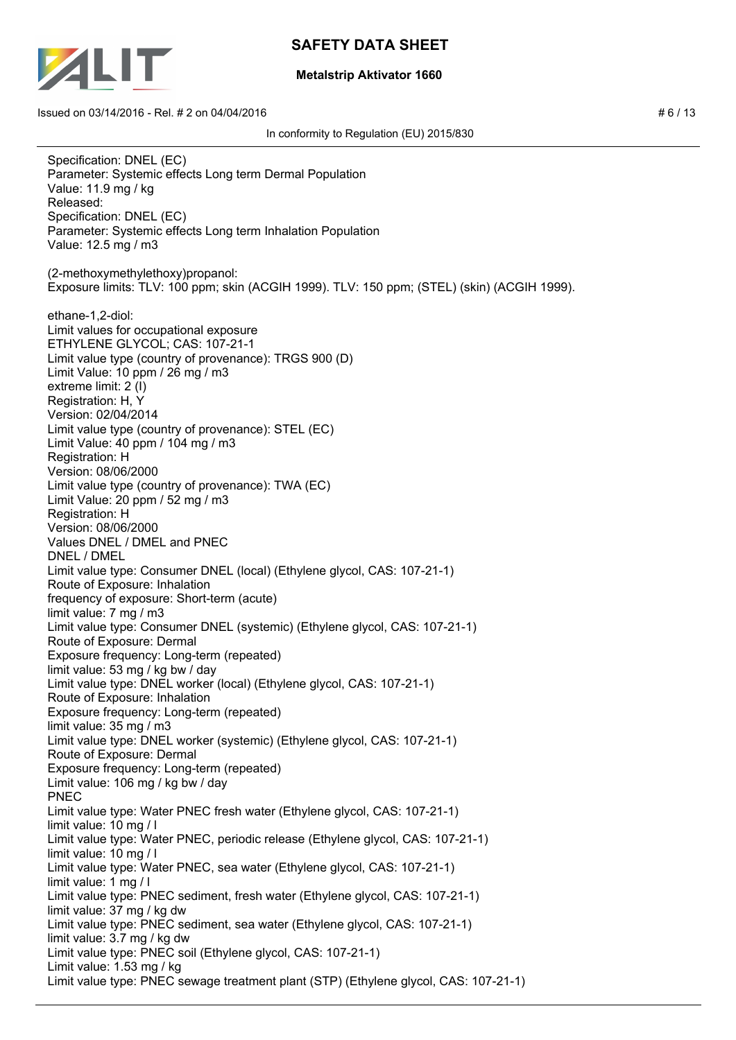Specification: DNEL (EC)
Parameter: Systemic effects Long term Dermal Population
Value: 11.9 mg / kg
Released:
Specification: DNEL (EC)
Parameter: Systemic effects Long term Inhalation Population
Value: 12.5 mg / m3

(2-methoxymethylethoxy)propanol:
Exposure limits: TLV: 100 ppm; skin (ACGIH 1999). TLV: 150 ppm; (STEL) (skin) (ACGIH 1999).

ethane-1,2-diol:
Limit values for occupational exposure
ETHYLENE GLYCOL; CAS: 107-21-1
Limit value type (country of provenance): TRGS 900 (D)
Limit Value: 10 ppm / 26 mg / m3
extreme limit: 2 (I)
Registration: H, Y
Version: 02/04/2014
Limit value type (country of provenance): STEL (EC)
Limit Value: 40 ppm / 104 mg / m3
Registration: H
Version: 08/06/2000
Limit value type (country of provenance): TWA (EC)
Limit Value: 20 ppm / 52 mg / m3
Registration: H
Version: 08/06/2000
Values DNEL / DMEL and PNEC
DNEL / DMEL
Limit value type: Consumer DNEL (local) (Ethylene glycol, CAS: 107-21-1)
Route of Exposure: Inhalation
frequency of exposure: Short-term (acute)
limit value: 7 mg / m3
Limit value type: Consumer DNEL (systemic) (Ethylene glycol, CAS: 107-21-1)
Route of Exposure: Dermal
Exposure frequency: Long-term (repeated)
limit value: 53 mg / kg bw / day
Limit value type: DNEL worker (local) (Ethylene glycol, CAS: 107-21-1)
Route of Exposure: Inhalation
Exposure frequency: Long-term (repeated)
limit value: 35 mg / m3
Limit value type: DNEL worker (systemic) (Ethylene glycol, CAS: 107-21-1)
Route of Exposure: Dermal
Exposure frequency: Long-term (repeated)
Limit value: 106 mg / kg bw / day
PNEC
Limit value type: Water PNEC fresh water (Ethylene glycol, CAS: 107-21-1)
limit value: 10 mg / l
Limit value type: Water PNEC, periodic release (Ethylene glycol, CAS: 107-21-1)
limit value: 10 mg / l
Limit value type: Water PNEC, sea water (Ethylene glycol, CAS: 107-21-1)
limit value: 1 mg / l
Limit value type: PNEC sediment, fresh water (Ethylene glycol, CAS: 107-21-1)
limit value: 37 mg / kg dw
Limit value type: PNEC sediment, sea water (Ethylene glycol, CAS: 107-21-1)
limit value: 3.7 mg / kg dw
Limit value type: PNEC soil (Ethylene glycol, CAS: 107-21-1)
Limit value: 1.53 mg / kg
Limit value type: PNEC sewage treatment plant (STP) (Ethylene glycol, CAS: 107-21-1)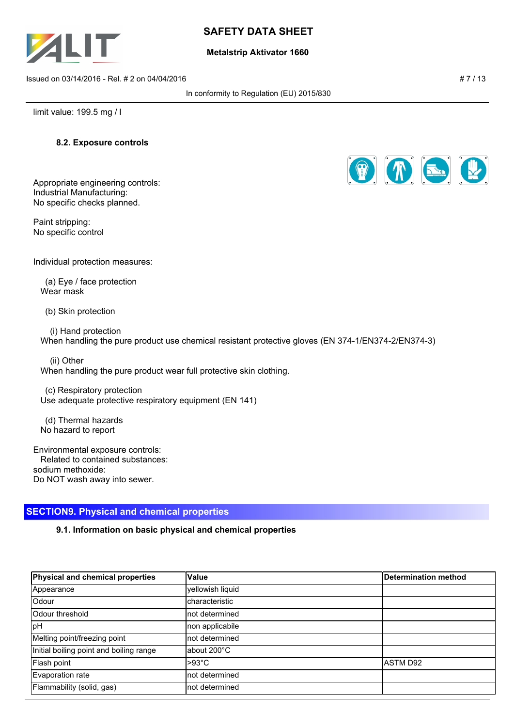limit value: 199.5 mg / l

### 8.2. Exposure controls

Appropriate engineering controls:
Industrial Manufacturing:
No specific checks planned.

Paint stripping:
No specific control

Individual protection measures:

(a) Eye / face protection
Wear mask

(b) Skin protection

(i) Hand protection
When handling the pure product use chemical resistant protective gloves (EN 374-1/EN374-2/EN374-3)

(ii) Other
When handling the pure product wear full protective skin clothing.

(c) Respiratory protection
Use adequate protective respiratory equipment (EN 141)

(d) Thermal hazards
No hazard to report

Environmental exposure controls:
Related to contained substances:
sodium methoxide:
Do NOT wash away into sewer.

## SECTION9. Physical and chemical properties

### 9.1. Information on basic physical and chemical properties

| Physical and chemical properties | Value | Determination method |
|---|---|---|
| Appearance | yellowish liquid | |
| Odour | characteristic | |
| Odour threshold | not determined | |
| pH | non applicabile | |
| Melting point/freezing point | not determined | |
| Initial boiling point and boiling range | about 200°C | |
| Flash point | >93°C | ASTM D92 |
| Evaporation rate | not determined | |
| Flammability (solid, gas) | not determined | |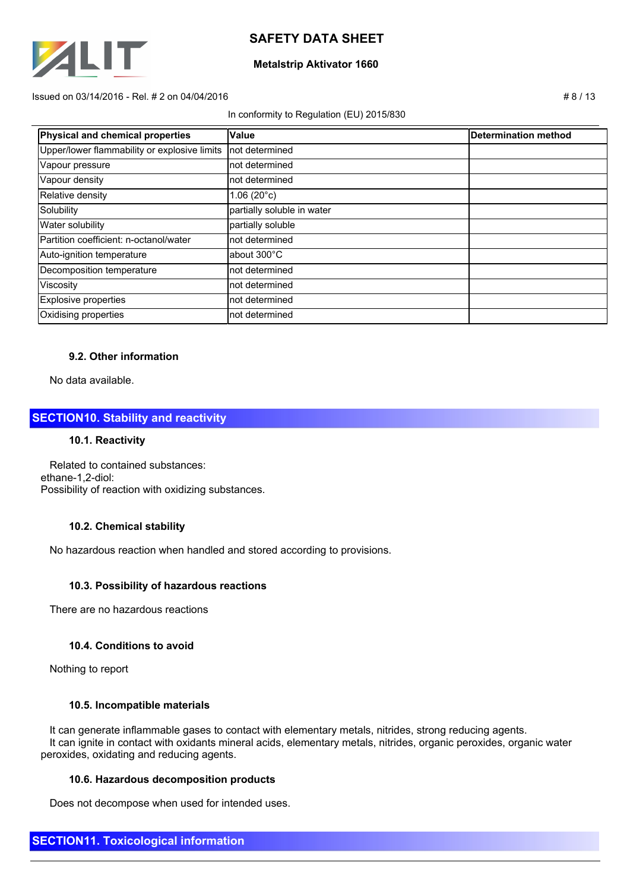| Physical and chemical properties | Value | Determination method |
| --- | --- | --- |
| Upper/lower flammability or explosive limits | not determined | |
| Vapour pressure | not determined | |
| Vapour density | not determined | |
| Relative density | 1.06 (20°c) | |
| Solubility | partially soluble in water | |
| Water solubility | partially soluble | |
| Partition coefficient: n-octanol/water | not determined | |
| Auto-ignition temperature | about 300°C | |
| Decomposition temperature | not determined | |
| Viscosity | not determined | |
| Explosive properties | not determined | |
| Oxidising properties | not determined | |

### 9.2. Other information

No data available.

## SECTION10. Stability and reactivity

### 10.1. Reactivity

Related to contained substances:
ethane-1,2-diol:
Possibility of reaction with oxidizing substances.

### 10.2. Chemical stability

No hazardous reaction when handled and stored according to provisions.

### 10.3. Possibility of hazardous reactions

There are no hazardous reactions

### 10.4. Conditions to avoid

Nothing to report

### 10.5. Incompatible materials

It can generate inflammable gases to contact with elementary metals, nitrides, strong reducing agents.
It can ignite in contact with oxidants mineral acids, elementary metals, nitrides, organic peroxides, organic water peroxides, oxidating and reducing agents.

### 10.6. Hazardous decomposition products

Does not decompose when used for intended uses.

## SECTION11. Toxicological information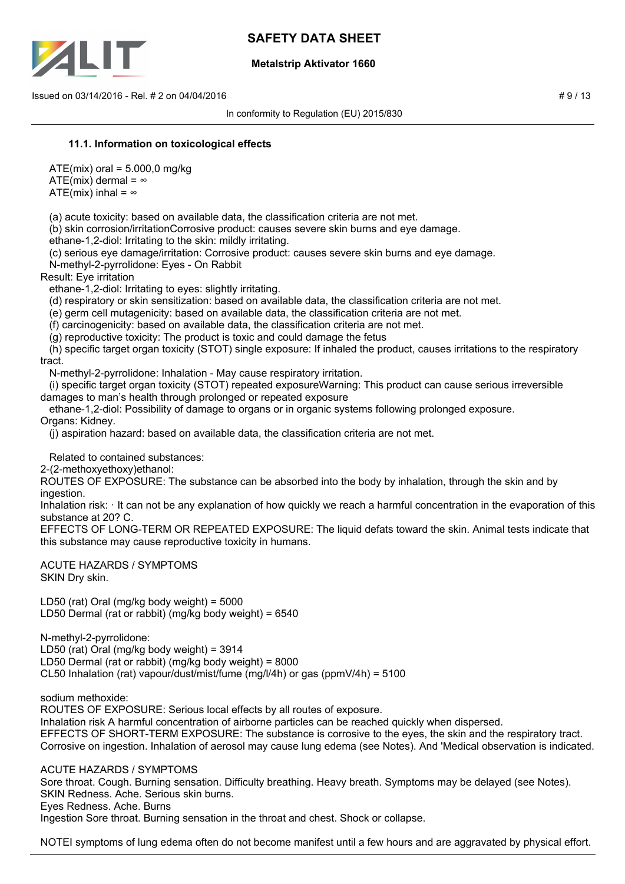### 11.1. Information on toxicological effects

ATE(mix) oral = 5.000,0 mg/kg
ATE(mix) dermal = ∞
ATE(mix) inhal = ∞

(a) acute toxicity: based on available data, the classification criteria are not met.
(b) skin corrosion/irritationCorrosive product: causes severe skin burns and eye damage.
ethane-1,2-diol: Irritating to the skin: mildly irritating.
(c) serious eye damage/irritation: Corrosive product: causes severe skin burns and eye damage.
N-methyl-2-pyrrolidone: Eyes - On Rabbit
Result: Eye irritation
ethane-1,2-diol: Irritating to eyes: slightly irritating.
(d) respiratory or skin sensitization: based on available data, the classification criteria are not met.
(e) germ cell mutagenicity: based on available data, the classification criteria are not met.
(f) carcinogenicity: based on available data, the classification criteria are not met.
(g) reproductive toxicity: The product is toxic and could damage the fetus
(h) specific target organ toxicity (STOT) single exposure: If inhaled the product, causes irritations to the respiratory tract.
N-methyl-2-pyrrolidone: Inhalation - May cause respiratory irritation.
(i) specific target organ toxicity (STOT) repeated exposureWarning: This product can cause serious irreversible damages to man's health through prolonged or repeated exposure
ethane-1,2-diol: Possibility of damage to organs or in organic systems following prolonged exposure.
Organs: Kidney.
(j) aspiration hazard: based on available data, the classification criteria are not met.

Related to contained substances:
2-(2-methoxyethoxy)ethanol:
ROUTES OF EXPOSURE: The substance can be absorbed into the body by inhalation, through the skin and by ingestion.
Inhalation risk: · It can not be any explanation of how quickly we reach a harmful concentration in the evaporation of this substance at 20? C.
EFFECTS OF LONG-TERM OR REPEATED EXPOSURE: The liquid defats toward the skin. Animal tests indicate that this substance may cause reproductive toxicity in humans.

ACUTE HAZARDS / SYMPTOMS
SKIN Dry skin.

LD50 (rat) Oral (mg/kg body weight) = 5000
LD50 Dermal (rat or rabbit) (mg/kg body weight) = 6540

N-methyl-2-pyrrolidone:
LD50 (rat) Oral (mg/kg body weight) = 3914
LD50 Dermal (rat or rabbit) (mg/kg body weight) = 8000
CL50 Inhalation (rat) vapour/dust/mist/fume (mg/l/4h) or gas (ppmV/4h) = 5100

sodium methoxide:
ROUTES OF EXPOSURE: Serious local effects by all routes of exposure.
Inhalation risk A harmful concentration of airborne particles can be reached quickly when dispersed.
EFFECTS OF SHORT-TERM EXPOSURE: The substance is corrosive to the eyes, the skin and the respiratory tract. Corrosive on ingestion. Inhalation of aerosol may cause lung edema (see Notes). And 'Medical observation is indicated.

ACUTE HAZARDS / SYMPTOMS
Sore throat. Cough. Burning sensation. Difficulty breathing. Heavy breath. Symptoms may be delayed (see Notes).
SKIN Redness. Ache. Serious skin burns.
Eyes Redness. Ache. Burns
Ingestion Sore throat. Burning sensation in the throat and chest. Shock or collapse.

NOTEI symptoms of lung edema often do not become manifest until a few hours and are aggravated by physical effort.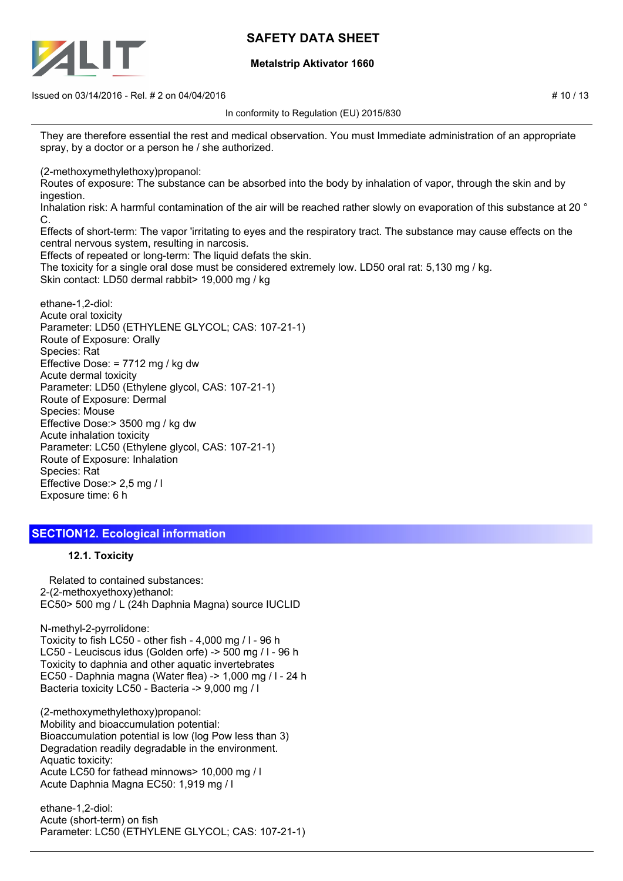They are therefore essential the rest and medical observation. You must Immediate administration of an appropriate spray, by a doctor or a person he / she authorized.

(2-methoxymethylethoxy)propanol:
Routes of exposure: The substance can be absorbed into the body by inhalation of vapor, through the skin and by ingestion.
Inhalation risk: A harmful contamination of the air will be reached rather slowly on evaporation of this substance at 20 ° C.
Effects of short-term: The vapor 'irritating to eyes and the respiratory tract. The substance may cause effects on the central nervous system, resulting in narcosis.
Effects of repeated or long-term: The liquid defats the skin.
The toxicity for a single oral dose must be considered extremely low. LD50 oral rat: 5,130 mg / kg.
Skin contact: LD50 dermal rabbit> 19,000 mg / kg

ethane-1,2-diol:
Acute oral toxicity
Parameter: LD50 (ETHYLENE GLYCOL; CAS: 107-21-1)
Route of Exposure: Orally
Species: Rat
Effective Dose: = 7712 mg / kg dw
Acute dermal toxicity
Parameter: LD50 (Ethylene glycol, CAS: 107-21-1)
Route of Exposure: Dermal
Species: Mouse
Effective Dose:> 3500 mg / kg dw
Acute inhalation toxicity
Parameter: LC50 (Ethylene glycol, CAS: 107-21-1)
Route of Exposure: Inhalation
Species: Rat
Effective Dose:> 2,5 mg / l
Exposure time: 6 h

## SECTION12. Ecological information

### 12.1. Toxicity

Related to contained substances:
2-(2-methoxyethoxy)ethanol:
EC50> 500 mg / L (24h Daphnia Magna) source IUCLID

N-methyl-2-pyrrolidone:
Toxicity to fish LC50 - other fish - 4,000 mg / l - 96 h
LC50 - Leuciscus idus (Golden orfe) -> 500 mg / l - 96 h
Toxicity to daphnia and other aquatic invertebrates
EC50 - Daphnia magna (Water flea) -> 1,000 mg / l - 24 h
Bacteria toxicity LC50 - Bacteria -> 9,000 mg / l

(2-methoxymethylethoxy)propanol:
Mobility and bioaccumulation potential:
Bioaccumulation potential is low (log Pow less than 3)
Degradation readily degradable in the environment.
Aquatic toxicity:
Acute LC50 for fathead minnows> 10,000 mg / l
Acute Daphnia Magna EC50: 1,919 mg / l

ethane-1,2-diol:
Acute (short-term) on fish
Parameter: LC50 (ETHYLENE GLYCOL; CAS: 107-21-1)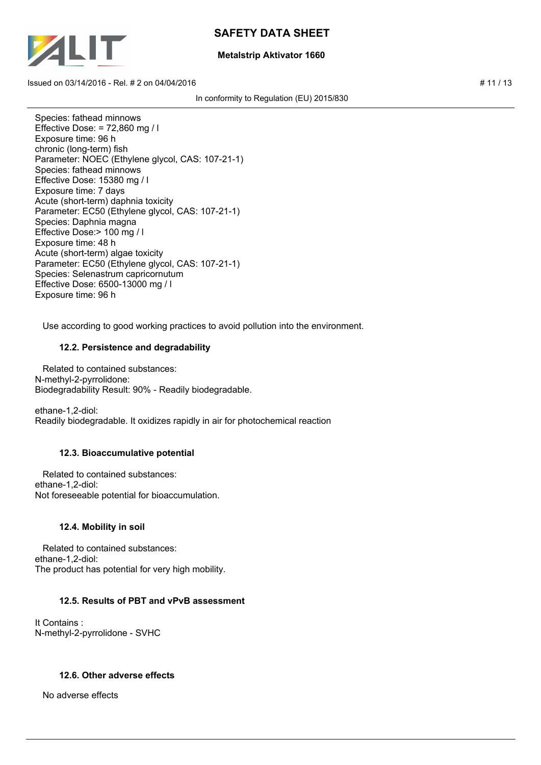Species: fathead minnows
Effective Dose: = 72,860 mg / l
Exposure time: 96 h
chronic (long-term) fish
Parameter: NOEC (Ethylene glycol, CAS: 107-21-1)
Species: fathead minnows
Effective Dose: 15380 mg / l
Exposure time: 7 days
Acute (short-term) daphnia toxicity
Parameter: EC50 (Ethylene glycol, CAS: 107-21-1)
Species: Daphnia magna
Effective Dose:> 100 mg / l
Exposure time: 48 h
Acute (short-term) algae toxicity
Parameter: EC50 (Ethylene glycol, CAS: 107-21-1)
Species: Selenastrum capricornutum
Effective Dose: 6500-13000 mg / l
Exposure time: 96 h

Use according to good working practices to avoid pollution into the environment.

### 12.2. Persistence and degradability

Related to contained substances:
N-methyl-2-pyrrolidone:
Biodegradability Result: 90% - Readily biodegradable.

ethane-1,2-diol:
Readily biodegradable. It oxidizes rapidly in air for photochemical reaction

### 12.3. Bioaccumulative potential

Related to contained substances:
ethane-1,2-diol:
Not foreseeable potential for bioaccumulation.

### 12.4. Mobility in soil

Related to contained substances:
ethane-1,2-diol:
The product has potential for very high mobility.

### 12.5. Results of PBT and vPvB assessment

It Contains :
N-methyl-2-pyrrolidone - SVHC

### 12.6. Other adverse effects

No adverse effects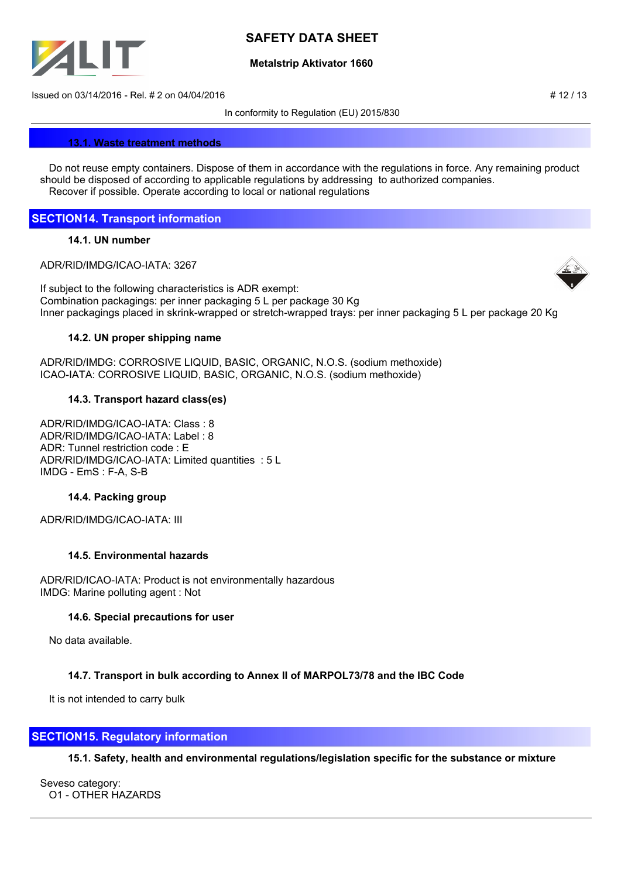### 13.1. Waste treatment methods

Do not reuse empty containers. Dispose of them in accordance with the regulations in force. Any remaining product should be disposed of according to applicable regulations by addressing to authorized companies.
Recover if possible. Operate according to local or national regulations

## SECTION14. Transport information

### 14.1. UN number

ADR/RID/IMDG/ICAO-IATA: 3267

If subject to the following characteristics is ADR exempt:
Combination packagings: per inner packaging 5 L per package 30 Kg
Inner packagings placed in skrink-wrapped or stretch-wrapped trays: per inner packaging 5 L per package 20 Kg

### 14.2. UN proper shipping name

ADR/RID/IMDG: CORROSIVE LIQUID, BASIC, ORGANIC, N.O.S. (sodium methoxide)
ICAO-IATA: CORROSIVE LIQUID, BASIC, ORGANIC, N.O.S. (sodium methoxide)

### 14.3. Transport hazard class(es)

ADR/RID/IMDG/ICAO-IATA: Class : 8
ADR/RID/IMDG/ICAO-IATA: Label : 8
ADR: Tunnel restriction code : E
ADR/RID/IMDG/ICAO-IATA: Limited quantities : 5 L
IMDG - EmS : F-A, S-B

### 14.4. Packing group

ADR/RID/IMDG/ICAO-IATA: III

### 14.5. Environmental hazards

ADR/RID/ICAO-IATA: Product is not environmentally hazardous
IMDG: Marine polluting agent : Not

### 14.6. Special precautions for user

No data available.

### 14.7. Transport in bulk according to Annex II of MARPOL73/78 and the IBC Code

It is not intended to carry bulk

## SECTION15. Regulatory information

### 15.1. Safety, health and environmental regulations/legislation specific for the substance or mixture

Seveso category:
O1 - OTHER HAZARDS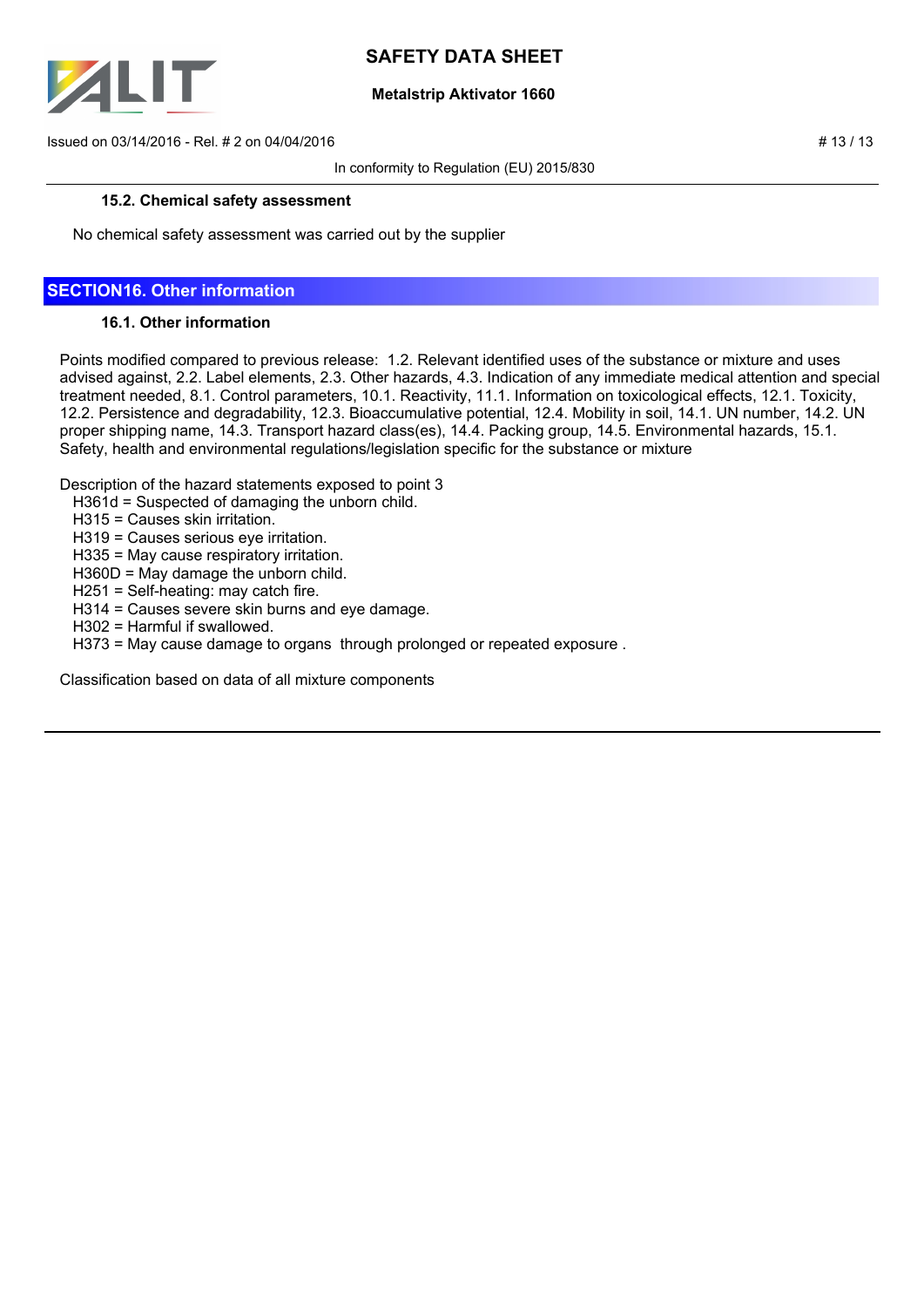### 15.2. Chemical safety assessment

No chemical safety assessment was carried out by the supplier

## SECTION16. Other information

### 16.1. Other information

Points modified compared to previous release: 1.2. Relevant identified uses of the substance or mixture and uses advised against, 2.2. Label elements, 2.3. Other hazards, 4.3. Indication of any immediate medical attention and special treatment needed, 8.1. Control parameters, 10.1. Reactivity, 11.1. Information on toxicological effects, 12.1. Toxicity, 12.2. Persistence and degradability, 12.3. Bioaccumulative potential, 12.4. Mobility in soil, 14.1. UN number, 14.2. UN proper shipping name, 14.3. Transport hazard class(es), 14.4. Packing group, 14.5. Environmental hazards, 15.1. Safety, health and environmental regulations/legislation specific for the substance or mixture

Description of the hazard statements exposed to point 3

H361d = Suspected of damaging the unborn child.
H315 = Causes skin irritation.
H319 = Causes serious eye irritation.
H335 = May cause respiratory irritation.
H360D = May damage the unborn child.
H251 = Self-heating: may catch fire.
H314 = Causes severe skin burns and eye damage.
H302 = Harmful if swallowed.
H373 = May cause damage to organs through prolonged or repeated exposure .

Classification based on data of all mixture components